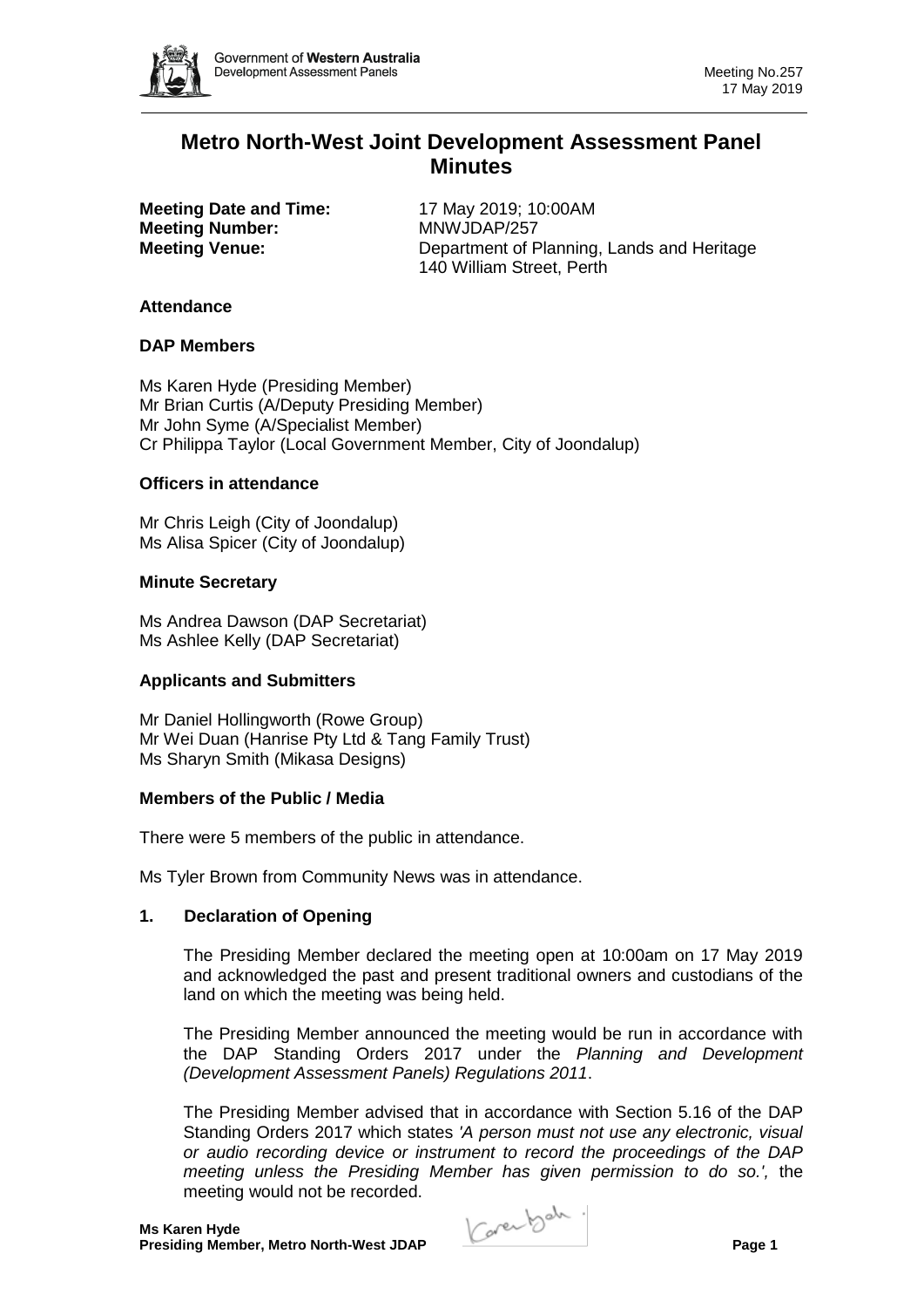# Metro North-West Joint Development Assessment Panel Minutes

**Meeting Date and Time:** 17 May 2019; 10:00AM
**Meeting Number:** MNWJDAP/257
**Meeting Venue:** Department of Planning, Lands and Heritage
140 William Street, Perth

## Attendance

### DAP Members

Ms Karen Hyde (Presiding Member)
Mr Brian Curtis (A/Deputy Presiding Member)
Mr John Syme (A/Specialist Member)
Cr Philippa Taylor (Local Government Member, City of Joondalup)

### Officers in attendance

Mr Chris Leigh (City of Joondalup)
Ms Alisa Spicer (City of Joondalup)

### Minute Secretary

Ms Andrea Dawson (DAP Secretariat)
Ms Ashlee Kelly (DAP Secretariat)

### Applicants and Submitters

Mr Daniel Hollingworth (Rowe Group)
Mr Wei Duan (Hanrise Pty Ltd & Tang Family Trust)
Ms Sharyn Smith (Mikasa Designs)

### Members of the Public / Media

There were 5 members of the public in attendance.

Ms Tyler Brown from Community News was in attendance.

## 1. Declaration of Opening

The Presiding Member declared the meeting open at 10:00am on 17 May 2019 and acknowledged the past and present traditional owners and custodians of the land on which the meeting was being held.

The Presiding Member announced the meeting would be run in accordance with the DAP Standing Orders 2017 under the *Planning and Development (Development Assessment Panels) Regulations 2011*.

The Presiding Member advised that in accordance with Section 5.16 of the DAP Standing Orders 2017 which states *'A person must not use any electronic, visual or audio recording device or instrument to record the proceedings of the DAP meeting unless the Presiding Member has given permission to do so.',* the meeting would not be recorded.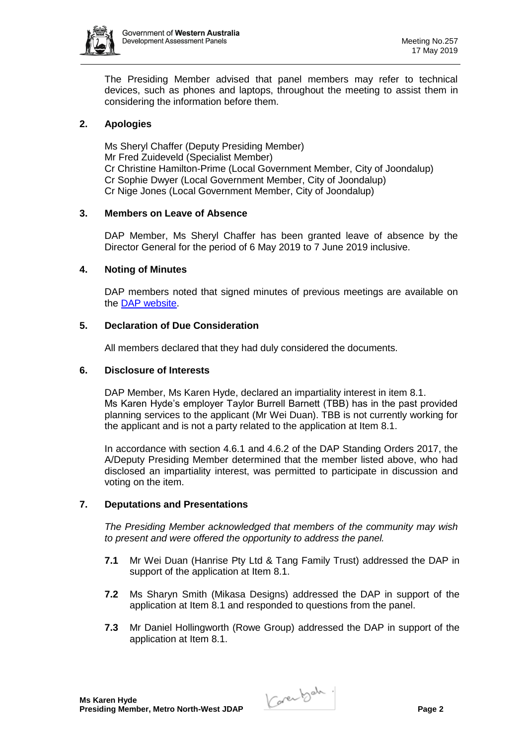The Presiding Member advised that panel members may refer to technical devices, such as phones and laptops, throughout the meeting to assist them in considering the information before them.

## 2. Apologies

Ms Sheryl Chaffer (Deputy Presiding Member)
Mr Fred Zuideveld (Specialist Member)
Cr Christine Hamilton-Prime (Local Government Member, City of Joondalup)
Cr Sophie Dwyer (Local Government Member, City of Joondalup)
Cr Nige Jones (Local Government Member, City of Joondalup)

## 3. Members on Leave of Absence

DAP Member, Ms Sheryl Chaffer has been granted leave of absence by the Director General for the period of 6 May 2019 to 7 June 2019 inclusive.

## 4. Noting of Minutes

DAP members noted that signed minutes of previous meetings are available on the DAP website.

## 5. Declaration of Due Consideration

All members declared that they had duly considered the documents.

## 6. Disclosure of Interests

DAP Member, Ms Karen Hyde, declared an impartiality interest in item 8.1. Ms Karen Hyde's employer Taylor Burrell Barnett (TBB) has in the past provided planning services to the applicant (Mr Wei Duan). TBB is not currently working for the applicant and is not a party related to the application at Item 8.1.

In accordance with section 4.6.1 and 4.6.2 of the DAP Standing Orders 2017, the A/Deputy Presiding Member determined that the member listed above, who had disclosed an impartiality interest, was permitted to participate in discussion and voting on the item.

## 7. Deputations and Presentations

*The Presiding Member acknowledged that members of the community may wish to present and were offered the opportunity to address the panel.*

**7.1** Mr Wei Duan (Hanrise Pty Ltd & Tang Family Trust) addressed the DAP in support of the application at Item 8.1.

**7.2** Ms Sharyn Smith (Mikasa Designs) addressed the DAP in support of the application at Item 8.1 and responded to questions from the panel.

**7.3** Mr Daniel Hollingworth (Rowe Group) addressed the DAP in support of the application at Item 8.1.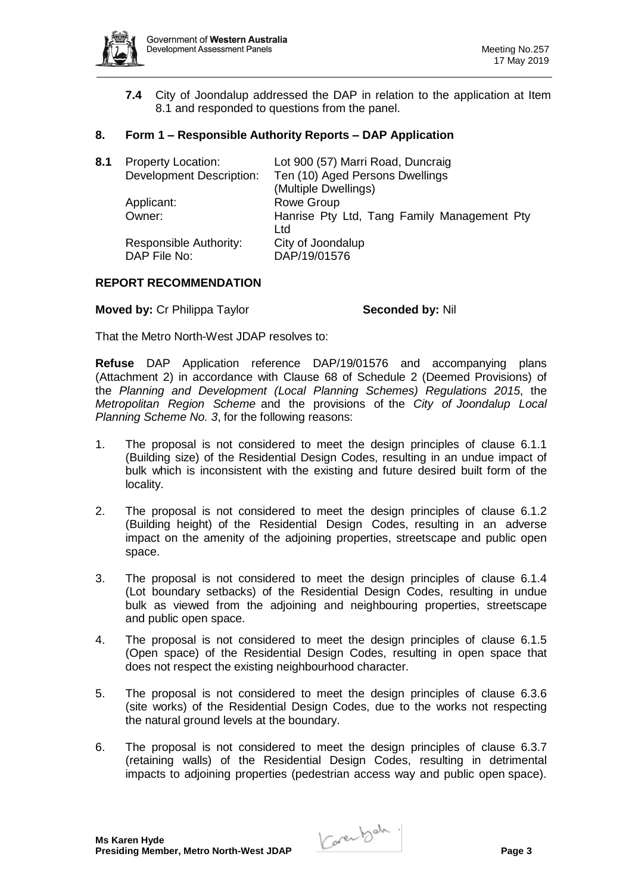**7.4** City of Joondalup addressed the DAP in relation to the application at Item 8.1 and responded to questions from the panel.

## 8. Form 1 – Responsible Authority Reports – DAP Application

**8.1**

| | |
|---|---|
| Property Location: | Lot 900 (57) Marri Road, Duncraig |
| Development Description: | Ten (10) Aged Persons Dwellings (Multiple Dwellings) |
| Applicant: | Rowe Group |
| Owner: | Hanrise Pty Ltd, Tang Family Management Pty Ltd |
| Responsible Authority: | City of Joondalup |
| DAP File No: | DAP/19/01576 |

### REPORT RECOMMENDATION

**Moved by:** Cr Philippa Taylor **Seconded by:** Nil

That the Metro North-West JDAP resolves to:

**Refuse** DAP Application reference DAP/19/01576 and accompanying plans (Attachment 2) in accordance with Clause 68 of Schedule 2 (Deemed Provisions) of the *Planning and Development (Local Planning Schemes) Regulations 2015*, the *Metropolitan Region Scheme* and the provisions of the *City of Joondalup Local Planning Scheme No. 3*, for the following reasons:

1. The proposal is not considered to meet the design principles of clause 6.1.1 (Building size) of the Residential Design Codes, resulting in an undue impact of bulk which is inconsistent with the existing and future desired built form of the locality.

2. The proposal is not considered to meet the design principles of clause 6.1.2 (Building height) of the Residential Design Codes, resulting in an adverse impact on the amenity of the adjoining properties, streetscape and public open space.

3. The proposal is not considered to meet the design principles of clause 6.1.4 (Lot boundary setbacks) of the Residential Design Codes, resulting in undue bulk as viewed from the adjoining and neighbouring properties, streetscape and public open space.

4. The proposal is not considered to meet the design principles of clause 6.1.5 (Open space) of the Residential Design Codes, resulting in open space that does not respect the existing neighbourhood character.

5. The proposal is not considered to meet the design principles of clause 6.3.6 (site works) of the Residential Design Codes, due to the works not respecting the natural ground levels at the boundary.

6. The proposal is not considered to meet the design principles of clause 6.3.7 (retaining walls) of the Residential Design Codes, resulting in detrimental impacts to adjoining properties (pedestrian access way and public open space).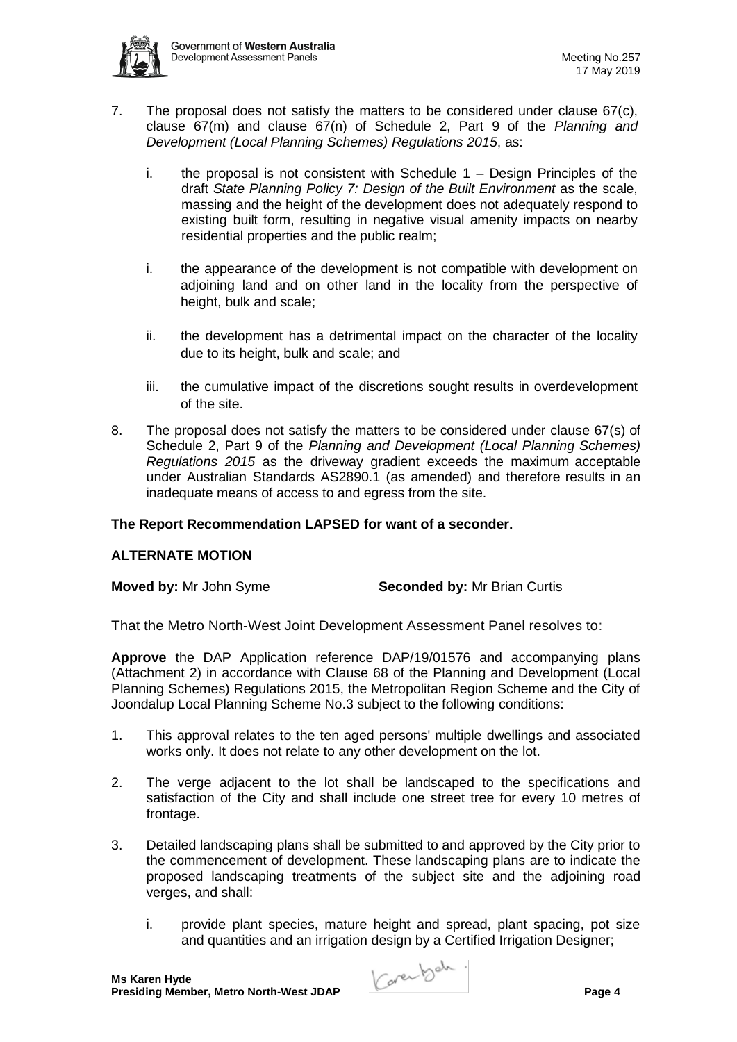7. The proposal does not satisfy the matters to be considered under clause 67(c), clause 67(m) and clause 67(n) of Schedule 2, Part 9 of the *Planning and Development (Local Planning Schemes) Regulations 2015*, as:

   i. the proposal is not consistent with Schedule 1 – Design Principles of the draft *State Planning Policy 7: Design of the Built Environment* as the scale, massing and the height of the development does not adequately respond to existing built form, resulting in negative visual amenity impacts on nearby residential properties and the public realm;

   i. the appearance of the development is not compatible with development on adjoining land and on other land in the locality from the perspective of height, bulk and scale;

   ii. the development has a detrimental impact on the character of the locality due to its height, bulk and scale; and

   iii. the cumulative impact of the discretions sought results in overdevelopment of the site.

8. The proposal does not satisfy the matters to be considered under clause 67(s) of Schedule 2, Part 9 of the *Planning and Development (Local Planning Schemes) Regulations 2015* as the driveway gradient exceeds the maximum acceptable under Australian Standards AS2890.1 (as amended) and therefore results in an inadequate means of access to and egress from the site.

**The Report Recommendation LAPSED for want of a seconder.**

**ALTERNATE MOTION**

**Moved by:** Mr John Syme **Seconded by:** Mr Brian Curtis

That the Metro North-West Joint Development Assessment Panel resolves to:

**Approve** the DAP Application reference DAP/19/01576 and accompanying plans (Attachment 2) in accordance with Clause 68 of the Planning and Development (Local Planning Schemes) Regulations 2015, the Metropolitan Region Scheme and the City of Joondalup Local Planning Scheme No.3 subject to the following conditions:

1. This approval relates to the ten aged persons' multiple dwellings and associated works only. It does not relate to any other development on the lot.

2. The verge adjacent to the lot shall be landscaped to the specifications and satisfaction of the City and shall include one street tree for every 10 metres of frontage.

3. Detailed landscaping plans shall be submitted to and approved by the City prior to the commencement of development. These landscaping plans are to indicate the proposed landscaping treatments of the subject site and the adjoining road verges, and shall:

   i. provide plant species, mature height and spread, plant spacing, pot size and quantities and an irrigation design by a Certified Irrigation Designer;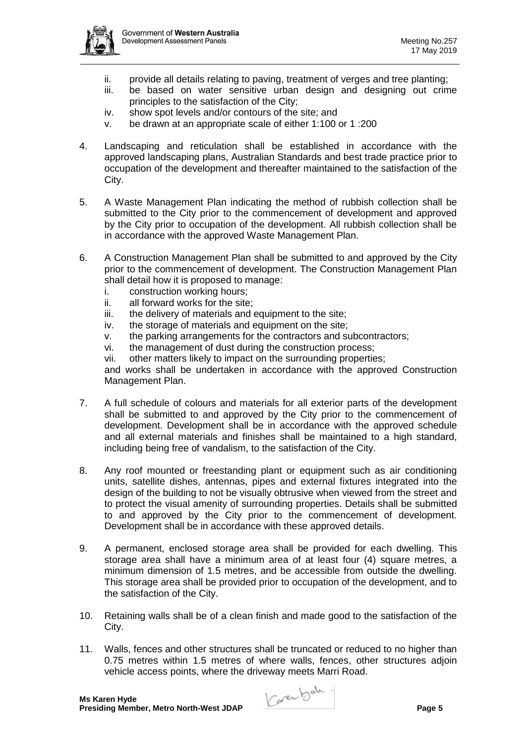ii. provide all details relating to paving, treatment of verges and tree planting;
iii. be based on water sensitive urban design and designing out crime principles to the satisfaction of the City;
iv. show spot levels and/or contours of the site; and
v. be drawn at an appropriate scale of either 1:100 or 1 :200

4. Landscaping and reticulation shall be established in accordance with the approved landscaping plans, Australian Standards and best trade practice prior to occupation of the development and thereafter maintained to the satisfaction of the City.

5. A Waste Management Plan indicating the method of rubbish collection shall be submitted to the City prior to the commencement of development and approved by the City prior to occupation of the development. All rubbish collection shall be in accordance with the approved Waste Management Plan.

6. A Construction Management Plan shall be submitted to and approved by the City prior to the commencement of development. The Construction Management Plan shall detail how it is proposed to manage:
   i. construction working hours;
   ii. all forward works for the site;
   iii. the delivery of materials and equipment to the site;
   iv. the storage of materials and equipment on the site;
   v. the parking arrangements for the contractors and subcontractors;
   vi. the management of dust during the construction process;
   vii. other matters likely to impact on the surrounding properties;

   and works shall be undertaken in accordance with the approved Construction Management Plan.

7. A full schedule of colours and materials for all exterior parts of the development shall be submitted to and approved by the City prior to the commencement of development. Development shall be in accordance with the approved schedule and all external materials and finishes shall be maintained to a high standard, including being free of vandalism, to the satisfaction of the City.

8. Any roof mounted or freestanding plant or equipment such as air conditioning units, satellite dishes, antennas, pipes and external fixtures integrated into the design of the building to not be visually obtrusive when viewed from the street and to protect the visual amenity of surrounding properties. Details shall be submitted to and approved by the City prior to the commencement of development. Development shall be in accordance with these approved details.

9. A permanent, enclosed storage area shall be provided for each dwelling. This storage area shall have a minimum area of at least four (4) square metres, a minimum dimension of 1.5 metres, and be accessible from outside the dwelling. This storage area shall be provided prior to occupation of the development, and to the satisfaction of the City.

10. Retaining walls shall be of a clean finish and made good to the satisfaction of the City.

11. Walls, fences and other structures shall be truncated or reduced to no higher than 0.75 metres within 1.5 metres of where walls, fences, other structures adjoin vehicle access points, where the driveway meets Marri Road.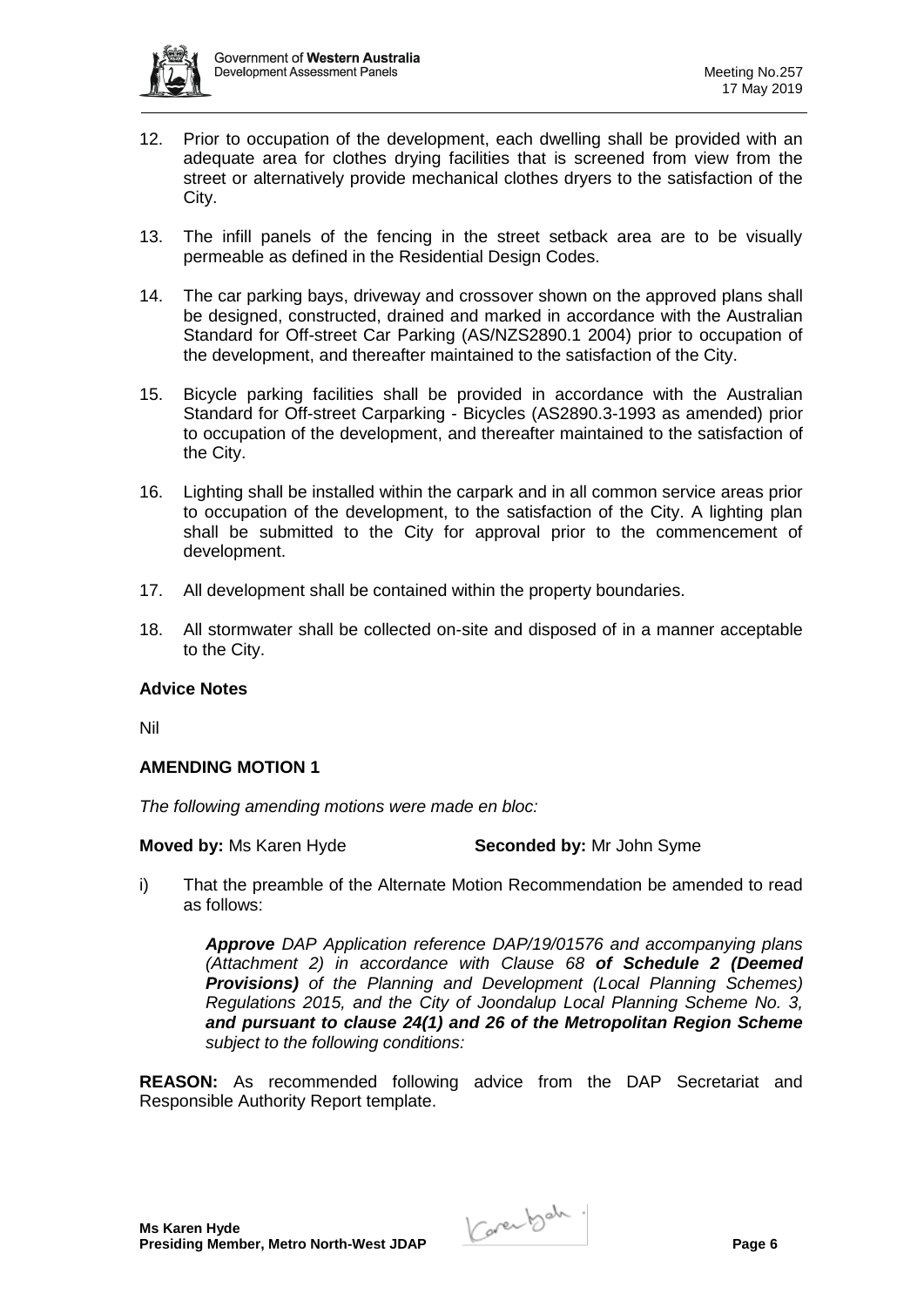12. Prior to occupation of the development, each dwelling shall be provided with an adequate area for clothes drying facilities that is screened from view from the street or alternatively provide mechanical clothes dryers to the satisfaction of the City.

13. The infill panels of the fencing in the street setback area are to be visually permeable as defined in the Residential Design Codes.

14. The car parking bays, driveway and crossover shown on the approved plans shall be designed, constructed, drained and marked in accordance with the Australian Standard for Off-street Car Parking (AS/NZS2890.1 2004) prior to occupation of the development, and thereafter maintained to the satisfaction of the City.

15. Bicycle parking facilities shall be provided in accordance with the Australian Standard for Off-street Carparking - Bicycles (AS2890.3-1993 as amended) prior to occupation of the development, and thereafter maintained to the satisfaction of the City.

16. Lighting shall be installed within the carpark and in all common service areas prior to occupation of the development, to the satisfaction of the City. A lighting plan shall be submitted to the City for approval prior to the commencement of development.

17. All development shall be contained within the property boundaries.

18. All stormwater shall be collected on-site and disposed of in a manner acceptable to the City.

**Advice Notes**

Nil

**AMENDING MOTION 1**

*The following amending motions were made en bloc:*

**Moved by:** Ms Karen Hyde **Seconded by:** Mr John Syme

i) That the preamble of the Alternate Motion Recommendation be amended to read as follows:

> ***Approve** DAP Application reference DAP/19/01576 and accompanying plans (Attachment 2) in accordance with Clause 68 **of Schedule 2 (Deemed Provisions)** of the Planning and Development (Local Planning Schemes) Regulations 2015, and the City of Joondalup Local Planning Scheme No. 3, **and pursuant to clause 24(1) and 26 of the Metropolitan Region Scheme** subject to the following conditions:*

**REASON:** As recommended following advice from the DAP Secretariat and Responsible Authority Report template.

**Ms Karen Hyde**
**Presiding Member, Metro North-West JDAP**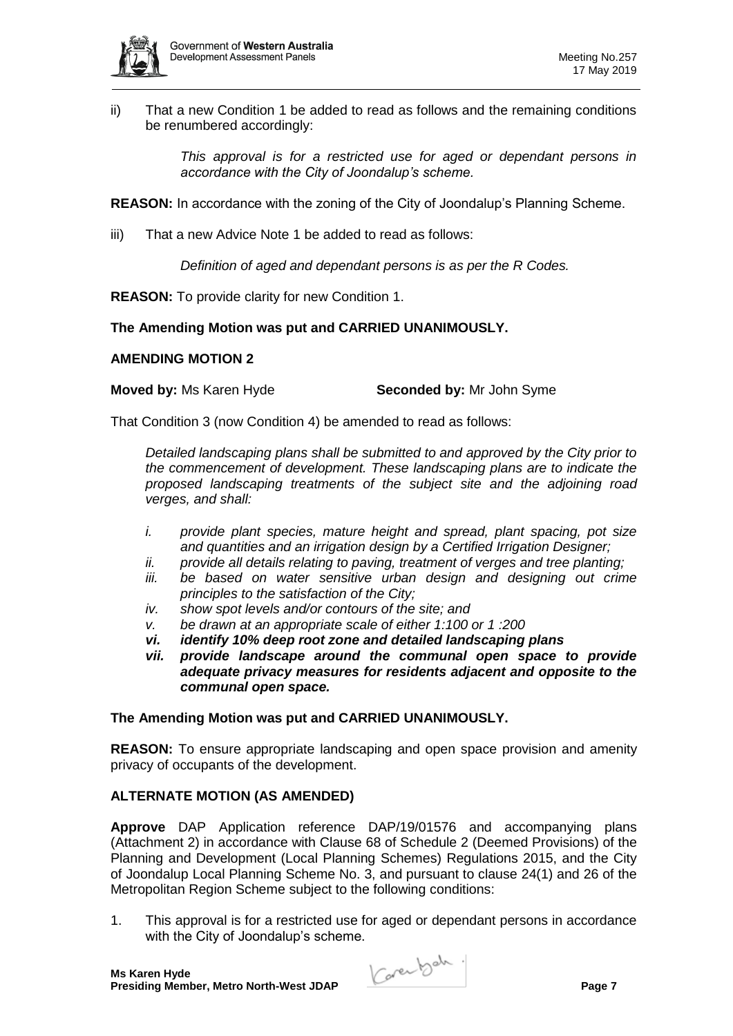ii) That a new Condition 1 be added to read as follows and the remaining conditions be renumbered accordingly:

> *This approval is for a restricted use for aged or dependant persons in accordance with the City of Joondalup's scheme.*

**REASON:** In accordance with the zoning of the City of Joondalup's Planning Scheme.

iii) That a new Advice Note 1 be added to read as follows:

> *Definition of aged and dependant persons is as per the R Codes.*

**REASON:** To provide clarity for new Condition 1.

**The Amending Motion was put and CARRIED UNANIMOUSLY.**

**AMENDING MOTION 2**

**Moved by:** Ms Karen Hyde **Seconded by:** Mr John Syme

That Condition 3 (now Condition 4) be amended to read as follows:

> *Detailed landscaping plans shall be submitted to and approved by the City prior to the commencement of development. These landscaping plans are to indicate the proposed landscaping treatments of the subject site and the adjoining road verges, and shall:*
>
> *i. provide plant species, mature height and spread, plant spacing, pot size and quantities and an irrigation design by a Certified Irrigation Designer;*
> *ii. provide all details relating to paving, treatment of verges and tree planting;*
> *iii. be based on water sensitive urban design and designing out crime principles to the satisfaction of the City;*
> *iv. show spot levels and/or contours of the site; and*
> *v. be drawn at an appropriate scale of either 1:100 or 1 :200*
> ***vi. identify 10% deep root zone and detailed landscaping plans***
> ***vii. provide landscape around the communal open space to provide adequate privacy measures for residents adjacent and opposite to the communal open space.***

**The Amending Motion was put and CARRIED UNANIMOUSLY.**

**REASON:** To ensure appropriate landscaping and open space provision and amenity privacy of occupants of the development.

**ALTERNATE MOTION (AS AMENDED)**

**Approve** DAP Application reference DAP/19/01576 and accompanying plans (Attachment 2) in accordance with Clause 68 of Schedule 2 (Deemed Provisions) of the Planning and Development (Local Planning Schemes) Regulations 2015, and the City of Joondalup Local Planning Scheme No. 3, and pursuant to clause 24(1) and 26 of the Metropolitan Region Scheme subject to the following conditions:

1. This approval is for a restricted use for aged or dependant persons in accordance with the City of Joondalup's scheme.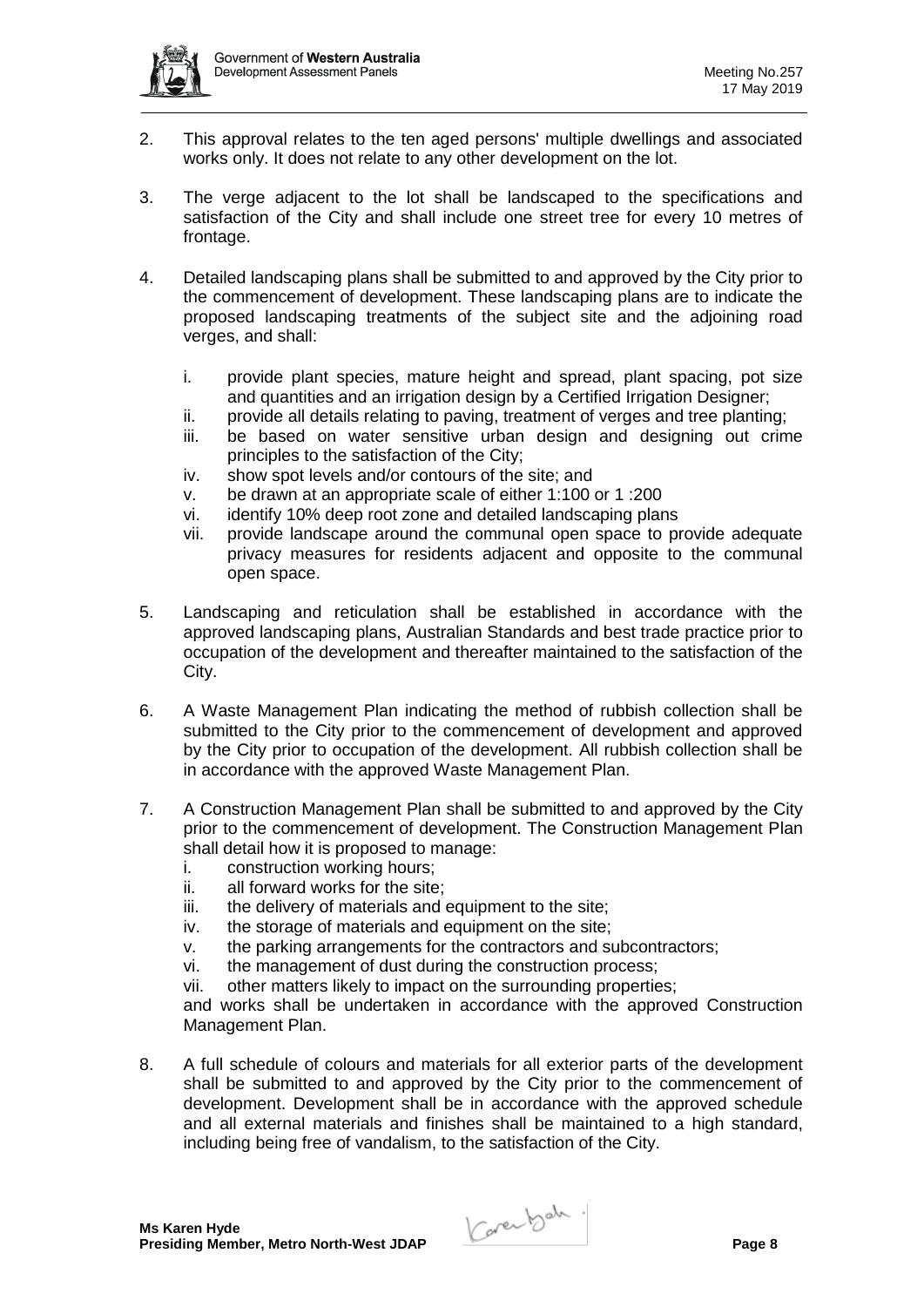2. This approval relates to the ten aged persons' multiple dwellings and associated works only. It does not relate to any other development on the lot.

3. The verge adjacent to the lot shall be landscaped to the specifications and satisfaction of the City and shall include one street tree for every 10 metres of frontage.

4. Detailed landscaping plans shall be submitted to and approved by the City prior to the commencement of development. These landscaping plans are to indicate the proposed landscaping treatments of the subject site and the adjoining road verges, and shall:

   i. provide plant species, mature height and spread, plant spacing, pot size and quantities and an irrigation design by a Certified Irrigation Designer;
   ii. provide all details relating to paving, treatment of verges and tree planting;
   iii. be based on water sensitive urban design and designing out crime principles to the satisfaction of the City;
   iv. show spot levels and/or contours of the site; and
   v. be drawn at an appropriate scale of either 1:100 or 1 :200
   vi. identify 10% deep root zone and detailed landscaping plans
   vii. provide landscape around the communal open space to provide adequate privacy measures for residents adjacent and opposite to the communal open space.

5. Landscaping and reticulation shall be established in accordance with the approved landscaping plans, Australian Standards and best trade practice prior to occupation of the development and thereafter maintained to the satisfaction of the City.

6. A Waste Management Plan indicating the method of rubbish collection shall be submitted to the City prior to the commencement of development and approved by the City prior to occupation of the development. All rubbish collection shall be in accordance with the approved Waste Management Plan.

7. A Construction Management Plan shall be submitted to and approved by the City prior to the commencement of development. The Construction Management Plan shall detail how it is proposed to manage:
   i. construction working hours;
   ii. all forward works for the site;
   iii. the delivery of materials and equipment to the site;
   iv. the storage of materials and equipment on the site;
   v. the parking arrangements for the contractors and subcontractors;
   vi. the management of dust during the construction process;
   vii. other matters likely to impact on the surrounding properties;

   and works shall be undertaken in accordance with the approved Construction Management Plan.

8. A full schedule of colours and materials for all exterior parts of the development shall be submitted to and approved by the City prior to the commencement of development. Development shall be in accordance with the approved schedule and all external materials and finishes shall be maintained to a high standard, including being free of vandalism, to the satisfaction of the City.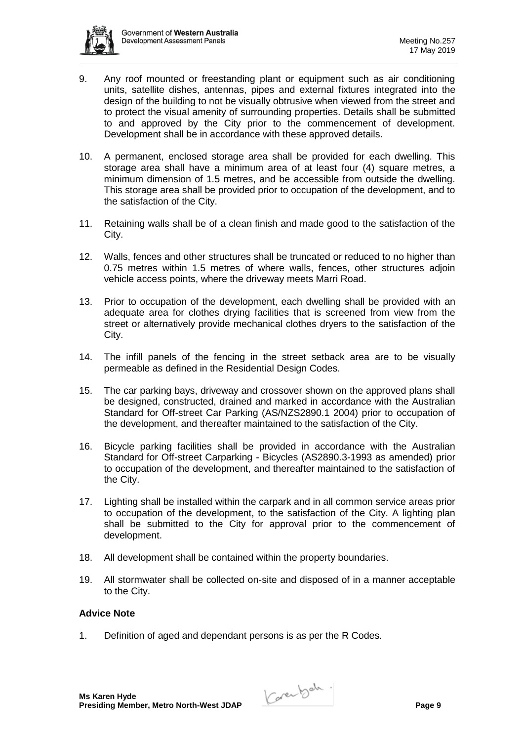9. Any roof mounted or freestanding plant or equipment such as air conditioning units, satellite dishes, antennas, pipes and external fixtures integrated into the design of the building to not be visually obtrusive when viewed from the street and to protect the visual amenity of surrounding properties. Details shall be submitted to and approved by the City prior to the commencement of development. Development shall be in accordance with these approved details.

10. A permanent, enclosed storage area shall be provided for each dwelling. This storage area shall have a minimum area of at least four (4) square metres, a minimum dimension of 1.5 metres, and be accessible from outside the dwelling. This storage area shall be provided prior to occupation of the development, and to the satisfaction of the City.

11. Retaining walls shall be of a clean finish and made good to the satisfaction of the City.

12. Walls, fences and other structures shall be truncated or reduced to no higher than 0.75 metres within 1.5 metres of where walls, fences, other structures adjoin vehicle access points, where the driveway meets Marri Road.

13. Prior to occupation of the development, each dwelling shall be provided with an adequate area for clothes drying facilities that is screened from view from the street or alternatively provide mechanical clothes dryers to the satisfaction of the City.

14. The infill panels of the fencing in the street setback area are to be visually permeable as defined in the Residential Design Codes.

15. The car parking bays, driveway and crossover shown on the approved plans shall be designed, constructed, drained and marked in accordance with the Australian Standard for Off-street Car Parking (AS/NZS2890.1 2004) prior to occupation of the development, and thereafter maintained to the satisfaction of the City.

16. Bicycle parking facilities shall be provided in accordance with the Australian Standard for Off-street Carparking - Bicycles (AS2890.3-1993 as amended) prior to occupation of the development, and thereafter maintained to the satisfaction of the City.

17. Lighting shall be installed within the carpark and in all common service areas prior to occupation of the development, to the satisfaction of the City. A lighting plan shall be submitted to the City for approval prior to the commencement of development.

18. All development shall be contained within the property boundaries.

19. All stormwater shall be collected on-site and disposed of in a manner acceptable to the City.

**Advice Note**

1. Definition of aged and dependant persons is as per the R Codes.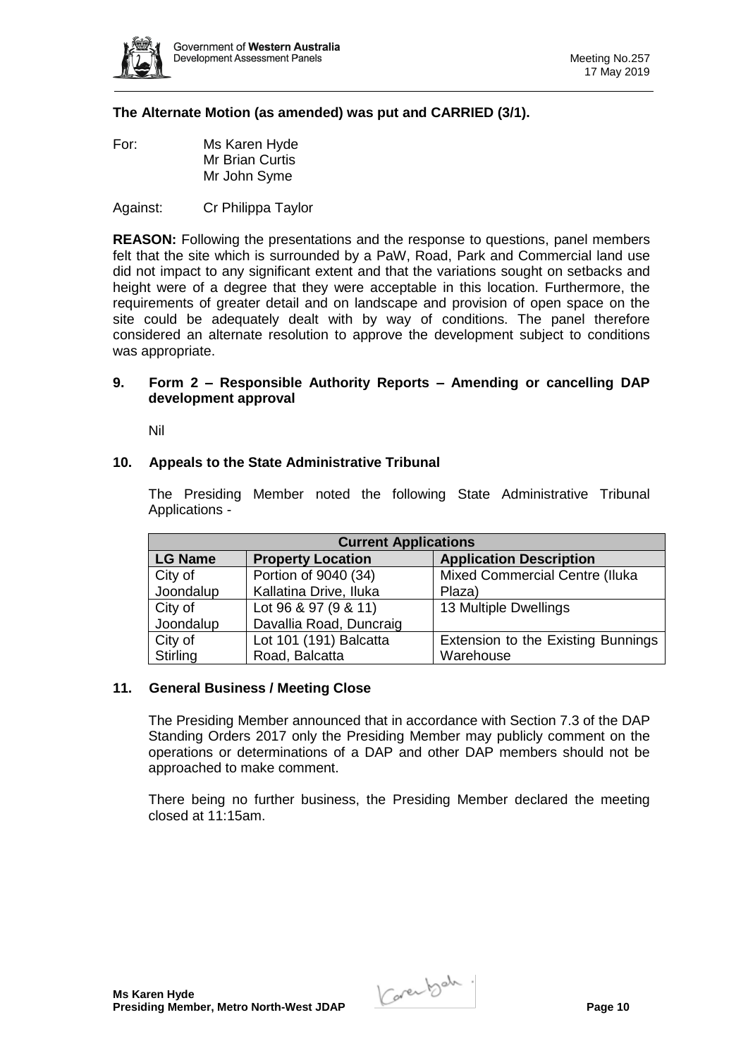**The Alternate Motion (as amended) was put and CARRIED (3/1).**

For: Ms Karen Hyde
Mr Brian Curtis
Mr John Syme

Against: Cr Philippa Taylor

**REASON:** Following the presentations and the response to questions, panel members felt that the site which is surrounded by a PaW, Road, Park and Commercial land use did not impact to any significant extent and that the variations sought on setbacks and height were of a degree that they were acceptable in this location. Furthermore, the requirements of greater detail and on landscape and provision of open space on the site could be adequately dealt with by way of conditions. The panel therefore considered an alternate resolution to approve the development subject to conditions was appropriate.

## 9. Form 2 – Responsible Authority Reports – Amending or cancelling DAP development approval

Nil

## 10. Appeals to the State Administrative Tribunal

The Presiding Member noted the following State Administrative Tribunal Applications -

| Current Applications | | |
|---|---|---|
| **LG Name** | **Property Location** | **Application Description** |
| City of Joondalup | Portion of 9040 (34) Kallatina Drive, Iluka | Mixed Commercial Centre (Iluka Plaza) |
| City of Joondalup | Lot 96 & 97 (9 & 11) Davallia Road, Duncraig | 13 Multiple Dwellings |
| City of Stirling | Lot 101 (191) Balcatta Road, Balcatta | Extension to the Existing Bunnings Warehouse |

## 11. General Business / Meeting Close

The Presiding Member announced that in accordance with Section 7.3 of the DAP Standing Orders 2017 only the Presiding Member may publicly comment on the operations or determinations of a DAP and other DAP members should not be approached to make comment.

There being no further business, the Presiding Member declared the meeting closed at 11:15am.

**Ms Karen Hyde**
**Presiding Member, Metro North-West JDAP**